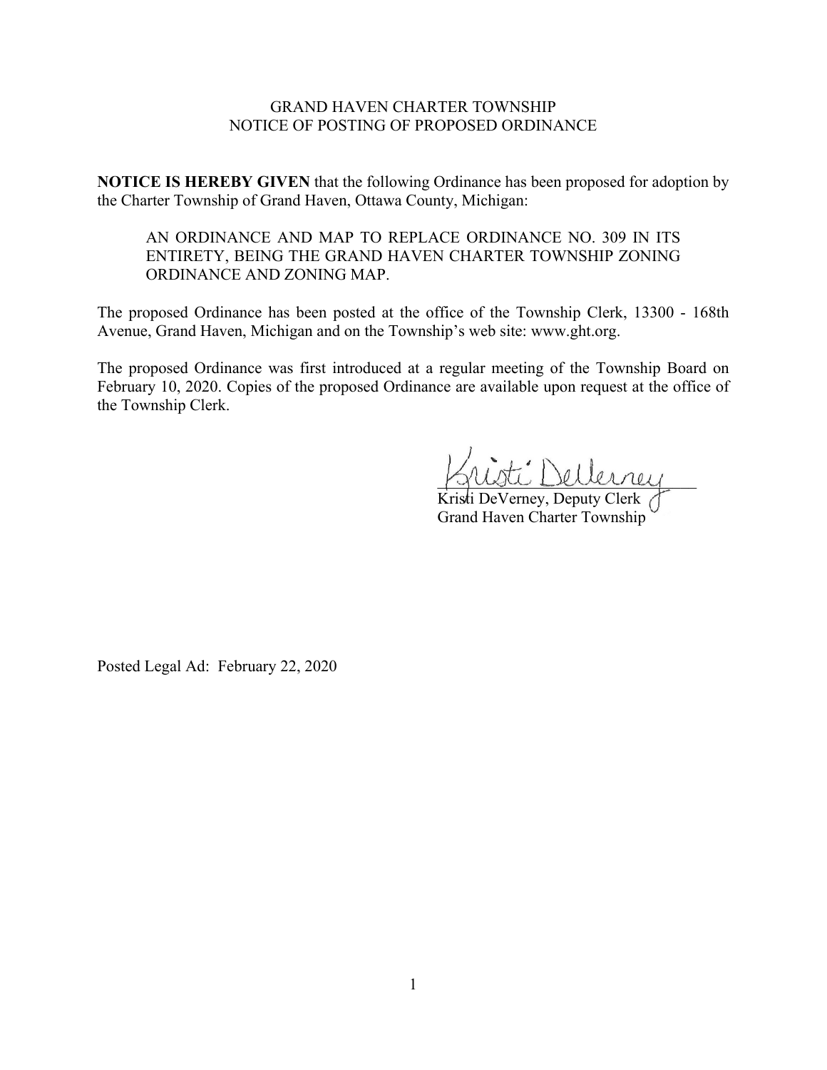GRAND HAVEN CHARTER TOWNSHIP
NOTICE OF POSTING OF PROPOSED ORDINANCE

**NOTICE IS HEREBY GIVEN** that the following Ordinance has been proposed for adoption by the Charter Township of Grand Haven, Ottawa County, Michigan:

> AN ORDINANCE AND MAP TO REPLACE ORDINANCE NO. 309 IN ITS ENTIRETY, BEING THE GRAND HAVEN CHARTER TOWNSHIP ZONING ORDINANCE AND ZONING MAP.

The proposed Ordinance has been posted at the office of the Township Clerk, 13300 - 168th Avenue, Grand Haven, Michigan and on the Township's web site: www.ght.org.

The proposed Ordinance was first introduced at a regular meeting of the Township Board on February 10, 2020. Copies of the proposed Ordinance are available upon request at the office of the Township Clerk.

Kristi DeVerney

Kristi DeVerney, Deputy Clerk
Grand Haven Charter Township

Posted Legal Ad: February 22, 2020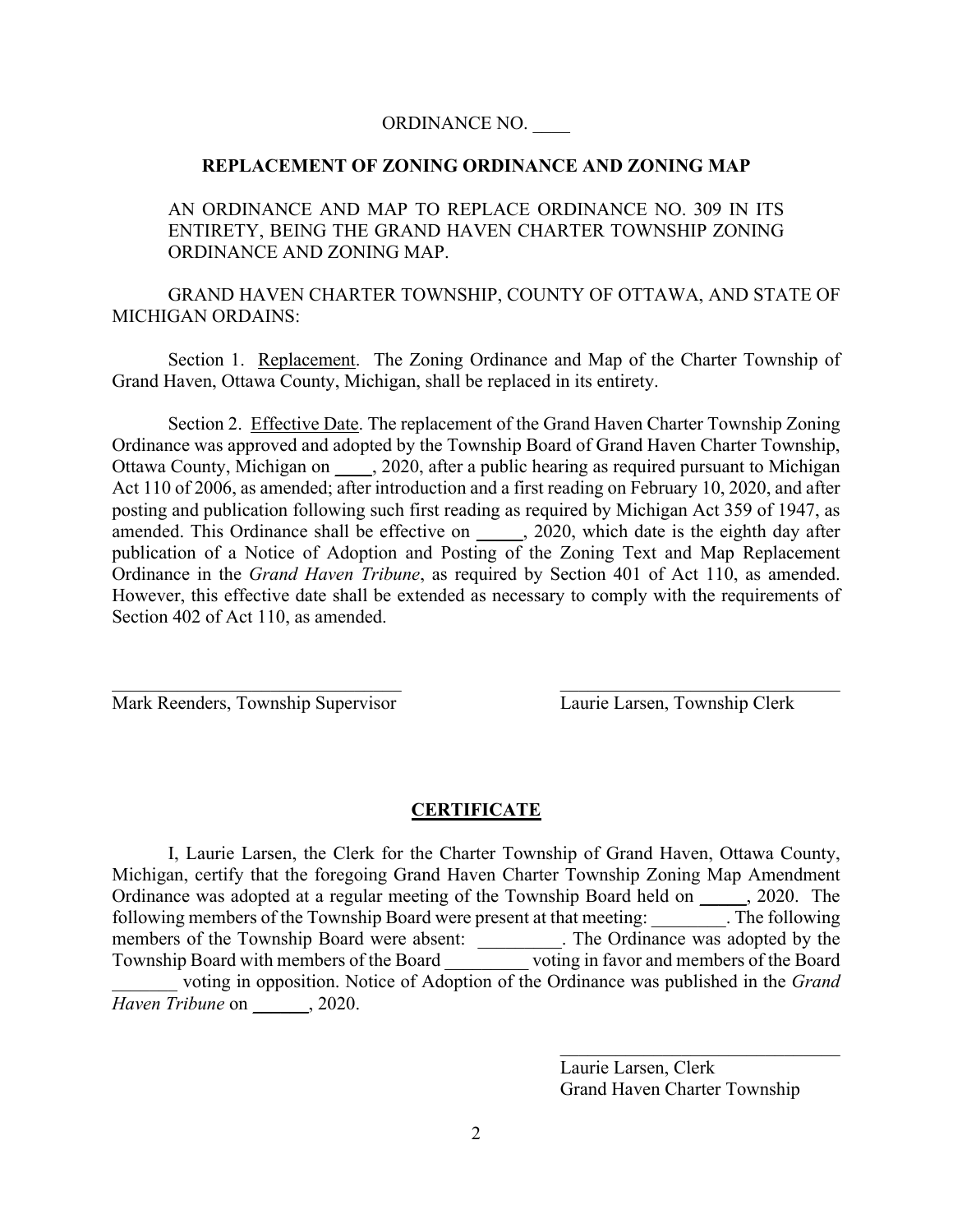ORDINANCE NO. ____

**REPLACEMENT OF ZONING ORDINANCE AND ZONING MAP**

AN ORDINANCE AND MAP TO REPLACE ORDINANCE NO. 309 IN ITS ENTIRETY, BEING THE GRAND HAVEN CHARTER TOWNSHIP ZONING ORDINANCE AND ZONING MAP.

GRAND HAVEN CHARTER TOWNSHIP, COUNTY OF OTTAWA, AND STATE OF MICHIGAN ORDAINS:

Section 1. Replacement. The Zoning Ordinance and Map of the Charter Township of Grand Haven, Ottawa County, Michigan, shall be replaced in its entirety.

Section 2. Effective Date. The replacement of the Grand Haven Charter Township Zoning Ordinance was approved and adopted by the Township Board of Grand Haven Charter Township, Ottawa County, Michigan on ____, 2020, after a public hearing as required pursuant to Michigan Act 110 of 2006, as amended; after introduction and a first reading on February 10, 2020, and after posting and publication following such first reading as required by Michigan Act 359 of 1947, as amended. This Ordinance shall be effective on _____, 2020, which date is the eighth day after publication of a Notice of Adoption and Posting of the Zoning Text and Map Replacement Ordinance in the *Grand Haven Tribune*, as required by Section 401 of Act 110, as amended. However, this effective date shall be extended as necessary to comply with the requirements of Section 402 of Act 110, as amended.

_______________________________
Mark Reenders, Township Supervisor

_______________________________
Laurie Larsen, Township Clerk

**CERTIFICATE**

I, Laurie Larsen, the Clerk for the Charter Township of Grand Haven, Ottawa County, Michigan, certify that the foregoing Grand Haven Charter Township Zoning Map Amendment Ordinance was adopted at a regular meeting of the Township Board held on _____, 2020. The following members of the Township Board were present at that meeting: ________. The following members of the Township Board were absent: _________. The Ordinance was adopted by the Township Board with members of the Board _________ voting in favor and members of the Board _______ voting in opposition. Notice of Adoption of the Ordinance was published in the *Grand Haven Tribune* on ______, 2020.

_______________________________
Laurie Larsen, Clerk
Grand Haven Charter Township